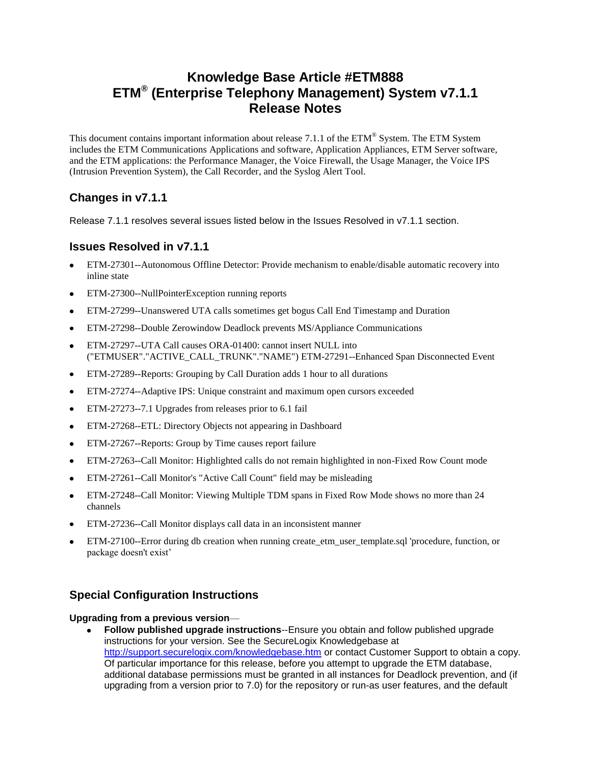# Knowledge Base Article #ETM888
# ETM® (Enterprise Telephony Management) System v7.1.1
# Release Notes

This document contains important information about release 7.1.1 of the ETM® System. The ETM System includes the ETM Communications Applications and software, Application Appliances, ETM Server software, and the ETM applications: the Performance Manager, the Voice Firewall, the Usage Manager, the Voice IPS (Intrusion Prevention System), the Call Recorder, and the Syslog Alert Tool.

## Changes in v7.1.1

Release 7.1.1 resolves several issues listed below in the Issues Resolved in v7.1.1 section.

## Issues Resolved in v7.1.1

- ETM-27301--Autonomous Offline Detector: Provide mechanism to enable/disable automatic recovery into inline state
- ETM-27300--NullPointerException running reports
- ETM-27299--Unanswered UTA calls sometimes get bogus Call End Timestamp and Duration
- ETM-27298--Double Zerowindow Deadlock prevents MS/Appliance Communications
- ETM-27297--UTA Call causes ORA-01400: cannot insert NULL into ("ETMUSER"."ACTIVE_CALL_TRUNK"."NAME") ETM-27291--Enhanced Span Disconnected Event
- ETM-27289--Reports: Grouping by Call Duration adds 1 hour to all durations
- ETM-27274--Adaptive IPS: Unique constraint and maximum open cursors exceeded
- ETM-27273--7.1 Upgrades from releases prior to 6.1 fail
- ETM-27268--ETL: Directory Objects not appearing in Dashboard
- ETM-27267--Reports: Group by Time causes report failure
- ETM-27263--Call Monitor: Highlighted calls do not remain highlighted in non-Fixed Row Count mode
- ETM-27261--Call Monitor's "Active Call Count" field may be misleading
- ETM-27248--Call Monitor: Viewing Multiple TDM spans in Fixed Row Mode shows no more than 24 channels
- ETM-27236--Call Monitor displays call data in an inconsistent manner
- ETM-27100--Error during db creation when running create_etm_user_template.sql 'procedure, function, or package doesn't exist'

## Special Configuration Instructions

**Upgrading from a previous version**—

- **Follow published upgrade instructions**--Ensure you obtain and follow published upgrade instructions for your version. See the SecureLogix Knowledgebase at http://support.securelogix.com/knowledgebase.htm or contact Customer Support to obtain a copy. Of particular importance for this release, before you attempt to upgrade the ETM database, additional database permissions must be granted in all instances for Deadlock prevention, and (if upgrading from a version prior to 7.0) for the repository or run-as user features, and the default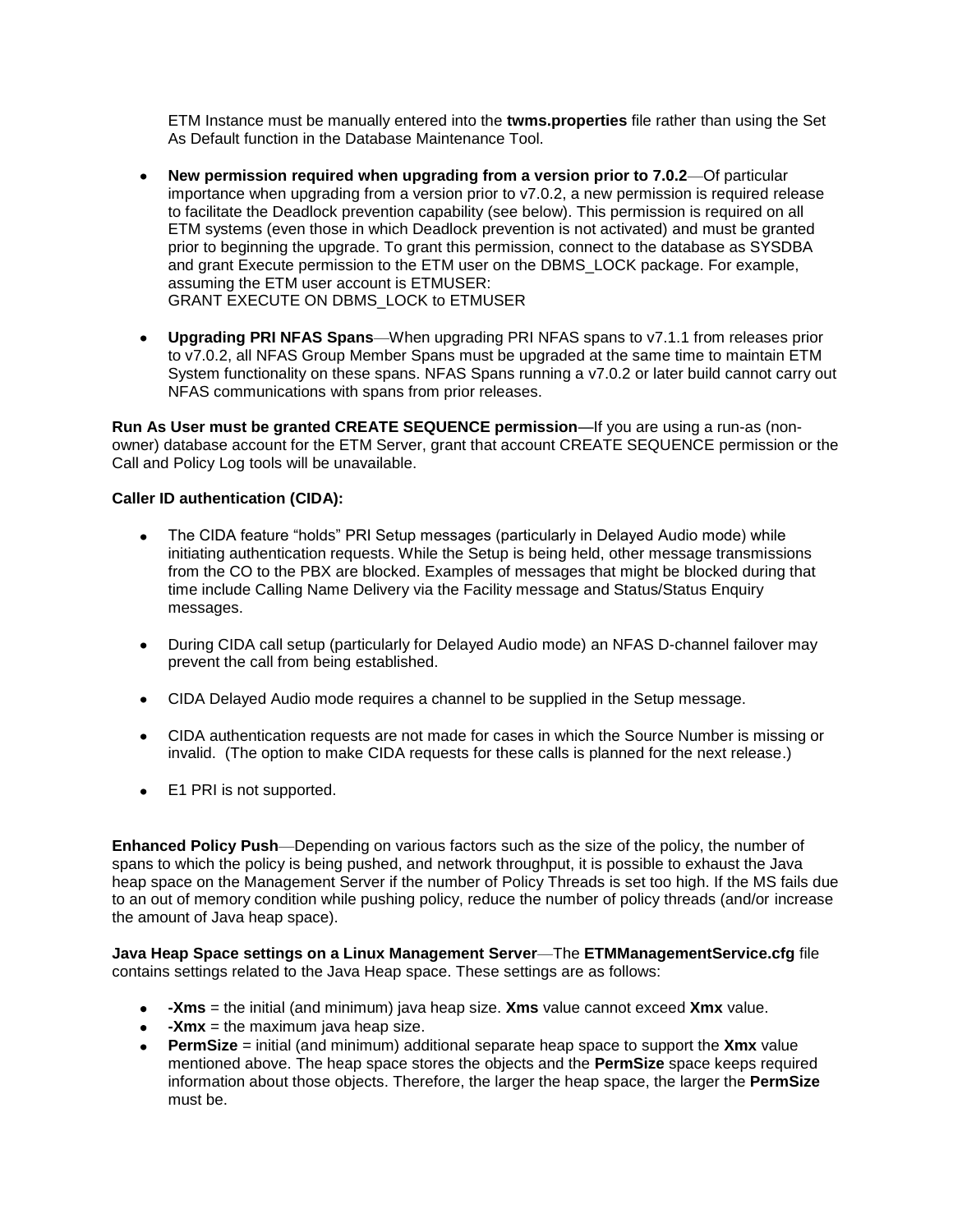ETM Instance must be manually entered into the **twms.properties** file rather than using the Set As Default function in the Database Maintenance Tool.

- **New permission required when upgrading from a version prior to 7.0.2**—Of particular importance when upgrading from a version prior to v7.0.2, a new permission is required release to facilitate the Deadlock prevention capability (see below). This permission is required on all ETM systems (even those in which Deadlock prevention is not activated) and must be granted prior to beginning the upgrade. To grant this permission, connect to the database as SYSDBA and grant Execute permission to the ETM user on the DBMS_LOCK package. For example, assuming the ETM user account is ETMUSER:
  GRANT EXECUTE ON DBMS_LOCK to ETMUSER

- **Upgrading PRI NFAS Spans**—When upgrading PRI NFAS spans to v7.1.1 from releases prior to v7.0.2, all NFAS Group Member Spans must be upgraded at the same time to maintain ETM System functionality on these spans. NFAS Spans running a v7.0.2 or later build cannot carry out NFAS communications with spans from prior releases.

**Run As User must be granted CREATE SEQUENCE permission**—If you are using a run-as (non-owner) database account for the ETM Server, grant that account CREATE SEQUENCE permission or the Call and Policy Log tools will be unavailable.

**Caller ID authentication (CIDA):**

- The CIDA feature “holds” PRI Setup messages (particularly in Delayed Audio mode) while initiating authentication requests. While the Setup is being held, other message transmissions from the CO to the PBX are blocked. Examples of messages that might be blocked during that time include Calling Name Delivery via the Facility message and Status/Status Enquiry messages.

- During CIDA call setup (particularly for Delayed Audio mode) an NFAS D-channel failover may prevent the call from being established.

- CIDA Delayed Audio mode requires a channel to be supplied in the Setup message.

- CIDA authentication requests are not made for cases in which the Source Number is missing or invalid. (The option to make CIDA requests for these calls is planned for the next release.)

- E1 PRI is not supported.

**Enhanced Policy Push**—Depending on various factors such as the size of the policy, the number of spans to which the policy is being pushed, and network throughput, it is possible to exhaust the Java heap space on the Management Server if the number of Policy Threads is set too high. If the MS fails due to an out of memory condition while pushing policy, reduce the number of policy threads (and/or increase the amount of Java heap space).

**Java Heap Space settings on a Linux Management Server**—The **ETMManagementService.cfg** file contains settings related to the Java Heap space. These settings are as follows:

- **-Xms** = the initial (and minimum) java heap size. **Xms** value cannot exceed **Xmx** value.
- **-Xmx** = the maximum java heap size.
- **PermSize** = initial (and minimum) additional separate heap space to support the **Xmx** value mentioned above. The heap space stores the objects and the **PermSize** space keeps required information about those objects. Therefore, the larger the heap space, the larger the **PermSize** must be.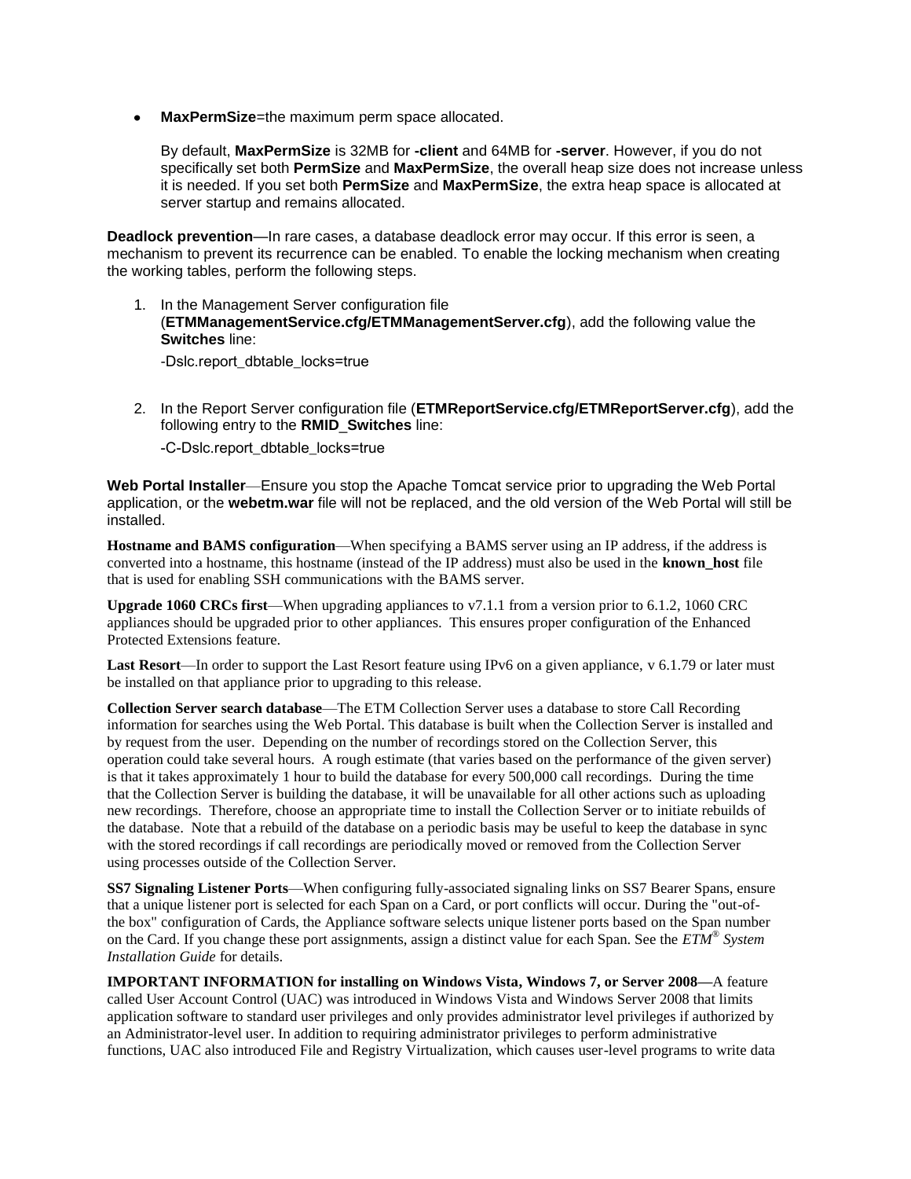- **MaxPermSize**=the maximum perm space allocated.

  By default, **MaxPermSize** is 32MB for **-client** and 64MB for **-server**. However, if you do not specifically set both **PermSize** and **MaxPermSize**, the overall heap size does not increase unless it is needed. If you set both **PermSize** and **MaxPermSize**, the extra heap space is allocated at server startup and remains allocated.

**Deadlock prevention**—In rare cases, a database deadlock error may occur. If this error is seen, a mechanism to prevent its recurrence can be enabled. To enable the locking mechanism when creating the working tables, perform the following steps.

1. In the Management Server configuration file (**ETMManagementService.cfg/ETMManagementServer.cfg**), add the following value the **Switches** line:

   -Dslc.report_dbtable_locks=true

2. In the Report Server configuration file (**ETMReportService.cfg/ETMReportServer.cfg**), add the following entry to the **RMID_Switches** line:

   -C-Dslc.report_dbtable_locks=true

**Web Portal Installer**—Ensure you stop the Apache Tomcat service prior to upgrading the Web Portal application, or the **webetm.war** file will not be replaced, and the old version of the Web Portal will still be installed.

**Hostname and BAMS configuration**—When specifying a BAMS server using an IP address, if the address is converted into a hostname, this hostname (instead of the IP address) must also be used in the **known_host** file that is used for enabling SSH communications with the BAMS server.

**Upgrade 1060 CRCs first**—When upgrading appliances to v7.1.1 from a version prior to 6.1.2, 1060 CRC appliances should be upgraded prior to other appliances. This ensures proper configuration of the Enhanced Protected Extensions feature.

**Last Resort**—In order to support the Last Resort feature using IPv6 on a given appliance, v 6.1.79 or later must be installed on that appliance prior to upgrading to this release.

**Collection Server search database**—The ETM Collection Server uses a database to store Call Recording information for searches using the Web Portal. This database is built when the Collection Server is installed and by request from the user. Depending on the number of recordings stored on the Collection Server, this operation could take several hours. A rough estimate (that varies based on the performance of the given server) is that it takes approximately 1 hour to build the database for every 500,000 call recordings. During the time that the Collection Server is building the database, it will be unavailable for all other actions such as uploading new recordings. Therefore, choose an appropriate time to install the Collection Server or to initiate rebuilds of the database. Note that a rebuild of the database on a periodic basis may be useful to keep the database in sync with the stored recordings if call recordings are periodically moved or removed from the Collection Server using processes outside of the Collection Server.

**SS7 Signaling Listener Ports**—When configuring fully-associated signaling links on SS7 Bearer Spans, ensure that a unique listener port is selected for each Span on a Card, or port conflicts will occur. During the "out-of-the box" configuration of Cards, the Appliance software selects unique listener ports based on the Span number on the Card. If you change these port assignments, assign a distinct value for each Span. See the *ETM® System Installation Guide* for details.

**IMPORTANT INFORMATION for installing on Windows Vista, Windows 7, or Server 2008—**A feature called User Account Control (UAC) was introduced in Windows Vista and Windows Server 2008 that limits application software to standard user privileges and only provides administrator level privileges if authorized by an Administrator-level user. In addition to requiring administrator privileges to perform administrative functions, UAC also introduced File and Registry Virtualization, which causes user-level programs to write data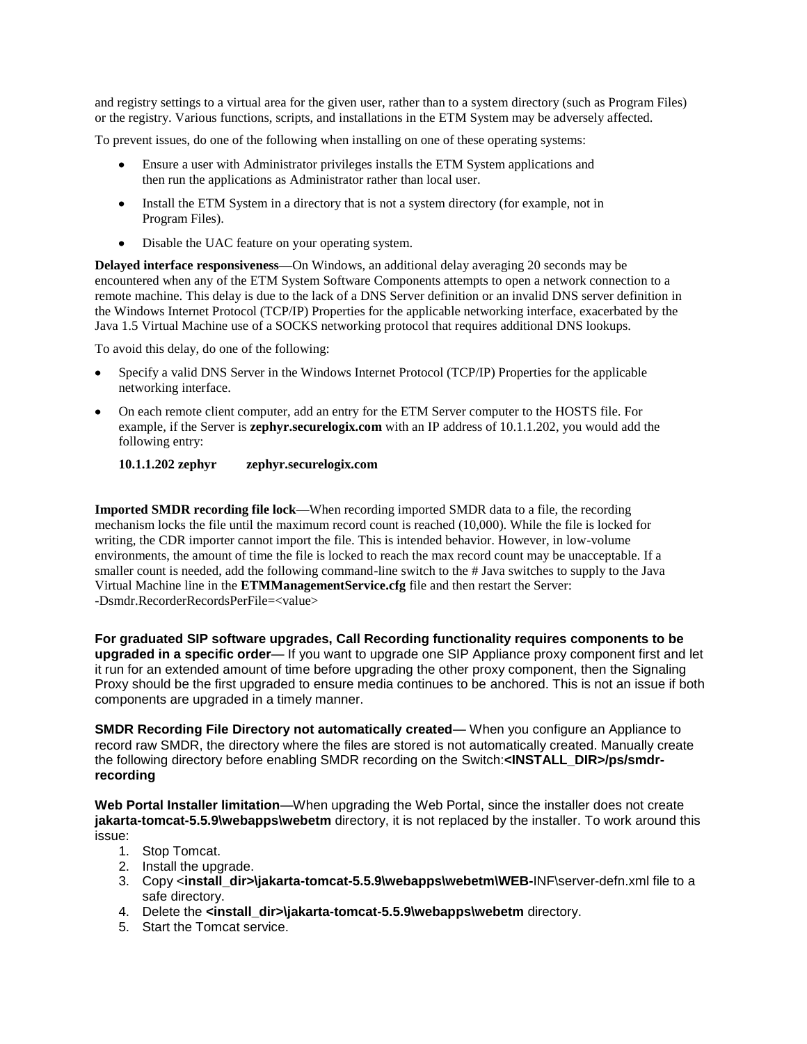and registry settings to a virtual area for the given user, rather than to a system directory (such as Program Files) or the registry. Various functions, scripts, and installations in the ETM System may be adversely affected.

To prevent issues, do one of the following when installing on one of these operating systems:

- Ensure a user with Administrator privileges installs the ETM System applications and then run the applications as Administrator rather than local user.
- Install the ETM System in a directory that is not a system directory (for example, not in Program Files).
- Disable the UAC feature on your operating system.

**Delayed interface responsiveness—**On Windows, an additional delay averaging 20 seconds may be encountered when any of the ETM System Software Components attempts to open a network connection to a remote machine. This delay is due to the lack of a DNS Server definition or an invalid DNS server definition in the Windows Internet Protocol (TCP/IP) Properties for the applicable networking interface, exacerbated by the Java 1.5 Virtual Machine use of a SOCKS networking protocol that requires additional DNS lookups.

To avoid this delay, do one of the following:

- Specify a valid DNS Server in the Windows Internet Protocol (TCP/IP) Properties for the applicable networking interface.
- On each remote client computer, add an entry for the ETM Server computer to the HOSTS file. For example, if the Server is **zephyr.securelogix.com** with an IP address of 10.1.1.202, you would add the following entry:

  **10.1.1.202 zephyr zephyr.securelogix.com**

**Imported SMDR recording file lock**—When recording imported SMDR data to a file, the recording mechanism locks the file until the maximum record count is reached (10,000). While the file is locked for writing, the CDR importer cannot import the file. This is intended behavior. However, in low-volume environments, the amount of time the file is locked to reach the max record count may be unacceptable. If a smaller count is needed, add the following command-line switch to the # Java switches to supply to the Java Virtual Machine line in the **ETMManagementService.cfg** file and then restart the Server: -Dsmdr.RecorderRecordsPerFile=<value>

**For graduated SIP software upgrades, Call Recording functionality requires components to be upgraded in a specific order**— If you want to upgrade one SIP Appliance proxy component first and let it run for an extended amount of time before upgrading the other proxy component, then the Signaling Proxy should be the first upgraded to ensure media continues to be anchored. This is not an issue if both components are upgraded in a timely manner.

**SMDR Recording File Directory not automatically created**— When you configure an Appliance to record raw SMDR, the directory where the files are stored is not automatically created. Manually create the following directory before enabling SMDR recording on the Switch:**<INSTALL_DIR>/ps/smdr-recording**

**Web Portal Installer limitation**—When upgrading the Web Portal, since the installer does not create **jakarta-tomcat-5.5.9\webapps\webetm** directory, it is not replaced by the installer. To work around this issue:

1. Stop Tomcat.
2. Install the upgrade.
3. Copy <**install_dir>\jakarta-tomcat-5.5.9\webapps\webetm\WEB-**INF\server-defn.xml file to a safe directory.
4. Delete the **<install_dir>\jakarta-tomcat-5.5.9\webapps\webetm** directory.
5. Start the Tomcat service.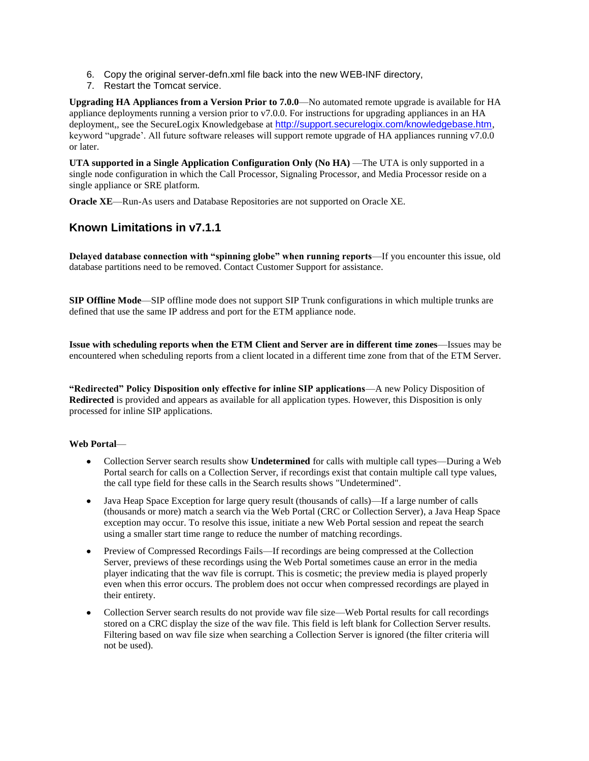6. Copy the original server-defn.xml file back into the new WEB-INF directory,
7. Restart the Tomcat service.

**Upgrading HA Appliances from a Version Prior to 7.0.0**—No automated remote upgrade is available for HA appliance deployments running a version prior to v7.0.0. For instructions for upgrading appliances in an HA deployment,, see the SecureLogix Knowledgebase at http://support.securelogix.com/knowledgebase.htm, keyword "upgrade'. All future software releases will support remote upgrade of HA appliances running v7.0.0 or later.

**UTA supported in a Single Application Configuration Only (No HA)** —The UTA is only supported in a single node configuration in which the Call Processor, Signaling Processor, and Media Processor reside on a single appliance or SRE platform.

**Oracle XE**—Run-As users and Database Repositories are not supported on Oracle XE.

## Known Limitations in v7.1.1

**Delayed database connection with "spinning globe" when running reports**—If you encounter this issue, old database partitions need to be removed. Contact Customer Support for assistance.

**SIP Offline Mode**—SIP offline mode does not support SIP Trunk configurations in which multiple trunks are defined that use the same IP address and port for the ETM appliance node.

**Issue with scheduling reports when the ETM Client and Server are in different time zones**—Issues may be encountered when scheduling reports from a client located in a different time zone from that of the ETM Server.

**"Redirected" Policy Disposition only effective for inline SIP applications**—A new Policy Disposition of **Redirected** is provided and appears as available for all application types. However, this Disposition is only processed for inline SIP applications.

**Web Portal**—

- Collection Server search results show **Undetermined** for calls with multiple call types—During a Web Portal search for calls on a Collection Server, if recordings exist that contain multiple call type values, the call type field for these calls in the Search results shows "Undetermined".
- Java Heap Space Exception for large query result (thousands of calls)—If a large number of calls (thousands or more) match a search via the Web Portal (CRC or Collection Server), a Java Heap Space exception may occur. To resolve this issue, initiate a new Web Portal session and repeat the search using a smaller start time range to reduce the number of matching recordings.
- Preview of Compressed Recordings Fails—If recordings are being compressed at the Collection Server, previews of these recordings using the Web Portal sometimes cause an error in the media player indicating that the wav file is corrupt. This is cosmetic; the preview media is played properly even when this error occurs. The problem does not occur when compressed recordings are played in their entirety.
- Collection Server search results do not provide wav file size—Web Portal results for call recordings stored on a CRC display the size of the wav file. This field is left blank for Collection Server results. Filtering based on wav file size when searching a Collection Server is ignored (the filter criteria will not be used).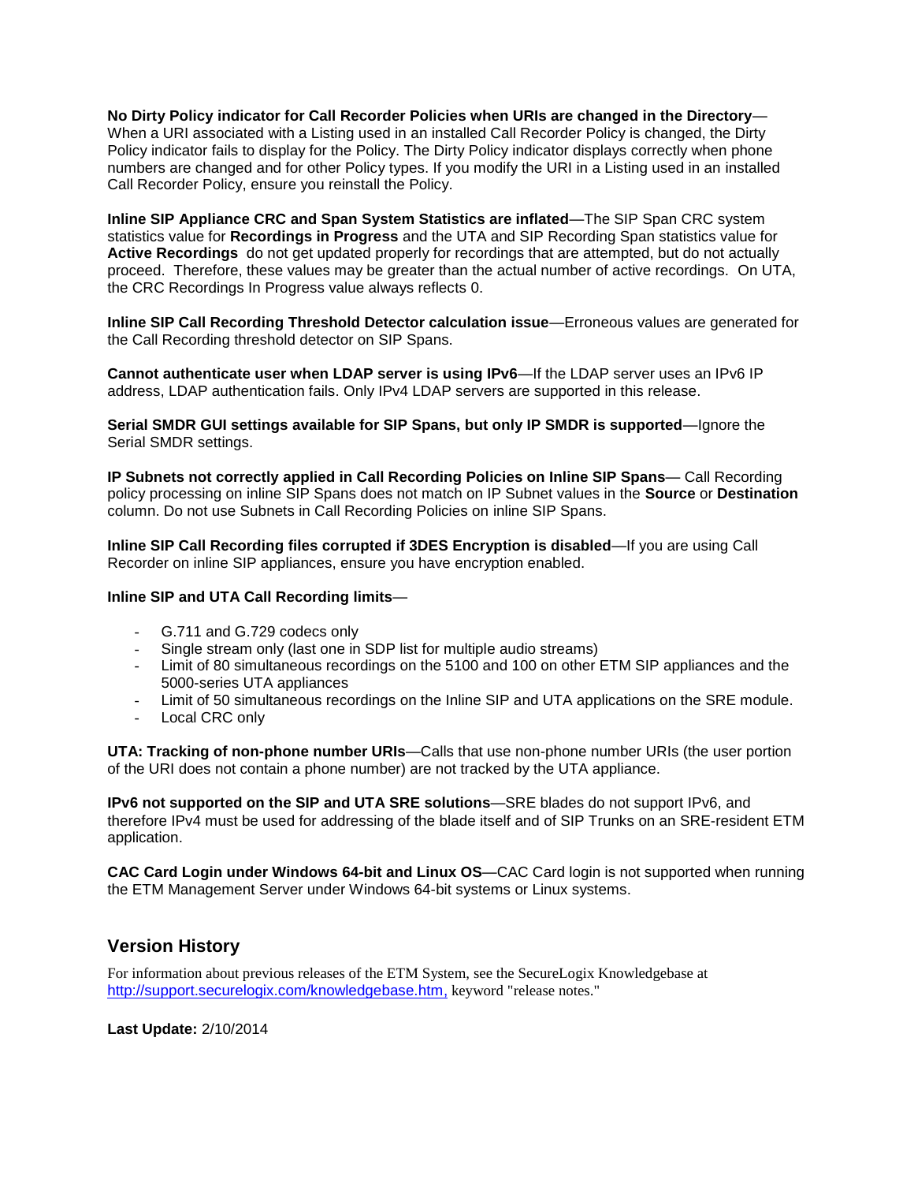**No Dirty Policy indicator for Call Recorder Policies when URIs are changed in the Directory**—When a URI associated with a Listing used in an installed Call Recorder Policy is changed, the Dirty Policy indicator fails to display for the Policy. The Dirty Policy indicator displays correctly when phone numbers are changed and for other Policy types. If you modify the URI in a Listing used in an installed Call Recorder Policy, ensure you reinstall the Policy.

**Inline SIP Appliance CRC and Span System Statistics are inflated**—The SIP Span CRC system statistics value for **Recordings in Progress** and the UTA and SIP Recording Span statistics value for **Active Recordings** do not get updated properly for recordings that are attempted, but do not actually proceed. Therefore, these values may be greater than the actual number of active recordings. On UTA, the CRC Recordings In Progress value always reflects 0.

**Inline SIP Call Recording Threshold Detector calculation issue**—Erroneous values are generated for the Call Recording threshold detector on SIP Spans.

**Cannot authenticate user when LDAP server is using IPv6**—If the LDAP server uses an IPv6 IP address, LDAP authentication fails. Only IPv4 LDAP servers are supported in this release.

**Serial SMDR GUI settings available for SIP Spans, but only IP SMDR is supported**—Ignore the Serial SMDR settings.

**IP Subnets not correctly applied in Call Recording Policies on Inline SIP Spans**— Call Recording policy processing on inline SIP Spans does not match on IP Subnet values in the **Source** or **Destination** column. Do not use Subnets in Call Recording Policies on inline SIP Spans.

**Inline SIP Call Recording files corrupted if 3DES Encryption is disabled**—If you are using Call Recorder on inline SIP appliances, ensure you have encryption enabled.

**Inline SIP and UTA Call Recording limits**—

- G.711 and G.729 codecs only
- Single stream only (last one in SDP list for multiple audio streams)
- Limit of 80 simultaneous recordings on the 5100 and 100 on other ETM SIP appliances and the 5000-series UTA appliances
- Limit of 50 simultaneous recordings on the Inline SIP and UTA applications on the SRE module.
- Local CRC only

**UTA: Tracking of non-phone number URIs**—Calls that use non-phone number URIs (the user portion of the URI does not contain a phone number) are not tracked by the UTA appliance.

**IPv6 not supported on the SIP and UTA SRE solutions**—SRE blades do not support IPv6, and therefore IPv4 must be used for addressing of the blade itself and of SIP Trunks on an SRE-resident ETM application.

**CAC Card Login under Windows 64-bit and Linux OS**—CAC Card login is not supported when running the ETM Management Server under Windows 64-bit systems or Linux systems.

## Version History

For information about previous releases of the ETM System, see the SecureLogix Knowledgebase at http://support.securelogix.com/knowledgebase.htm, keyword "release notes."

**Last Update:** 2/10/2014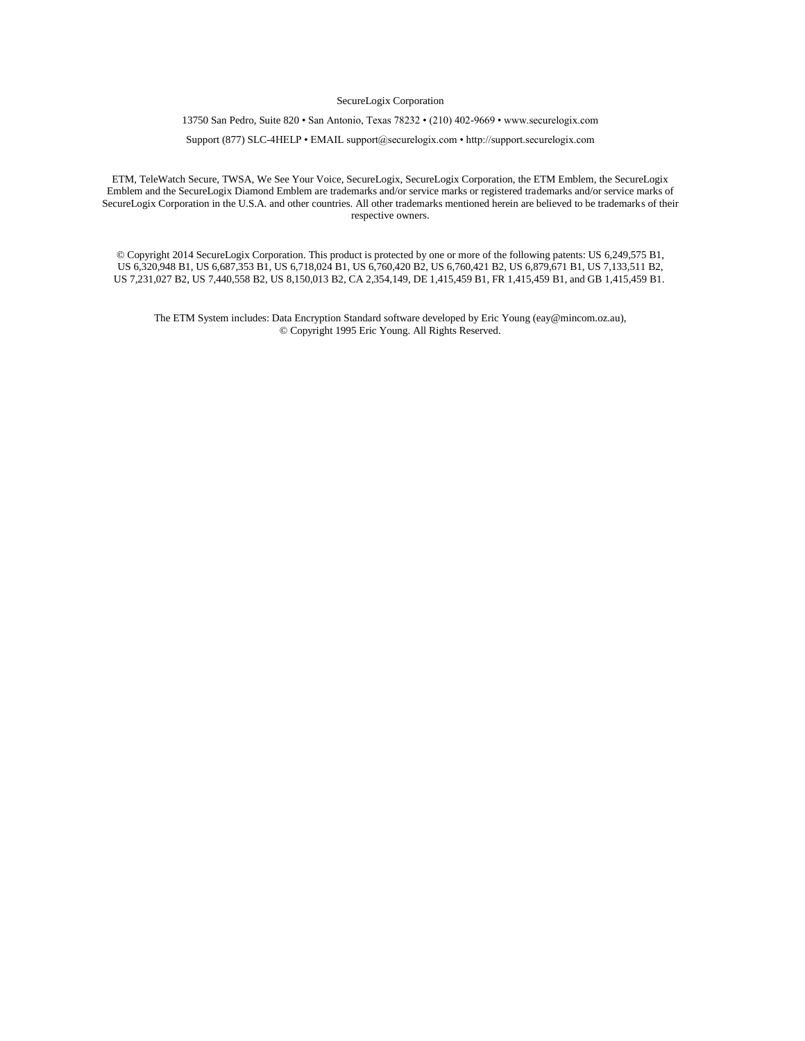SecureLogix Corporation

13750 San Pedro, Suite 820 • San Antonio, Texas 78232 • (210) 402-9669 • www.securelogix.com

Support (877) SLC-4HELP • EMAIL support@securelogix.com • http://support.securelogix.com

ETM, TeleWatch Secure, TWSA, We See Your Voice, SecureLogix, SecureLogix Corporation, the ETM Emblem, the SecureLogix Emblem and the SecureLogix Diamond Emblem are trademarks and/or service marks or registered trademarks and/or service marks of SecureLogix Corporation in the U.S.A. and other countries. All other trademarks mentioned herein are believed to be trademarks of their respective owners.

© Copyright 2014 SecureLogix Corporation. This product is protected by one or more of the following patents: US 6,249,575 B1, US 6,320,948 B1, US 6,687,353 B1, US 6,718,024 B1, US 6,760,420 B2, US 6,760,421 B2, US 6,879,671 B1, US 7,133,511 B2, US 7,231,027 B2, US 7,440,558 B2, US 8,150,013 B2, CA 2,354,149, DE 1,415,459 B1, FR 1,415,459 B1, and GB 1,415,459 B1.

The ETM System includes: Data Encryption Standard software developed by Eric Young (eay@mincom.oz.au), © Copyright 1995 Eric Young. All Rights Reserved.